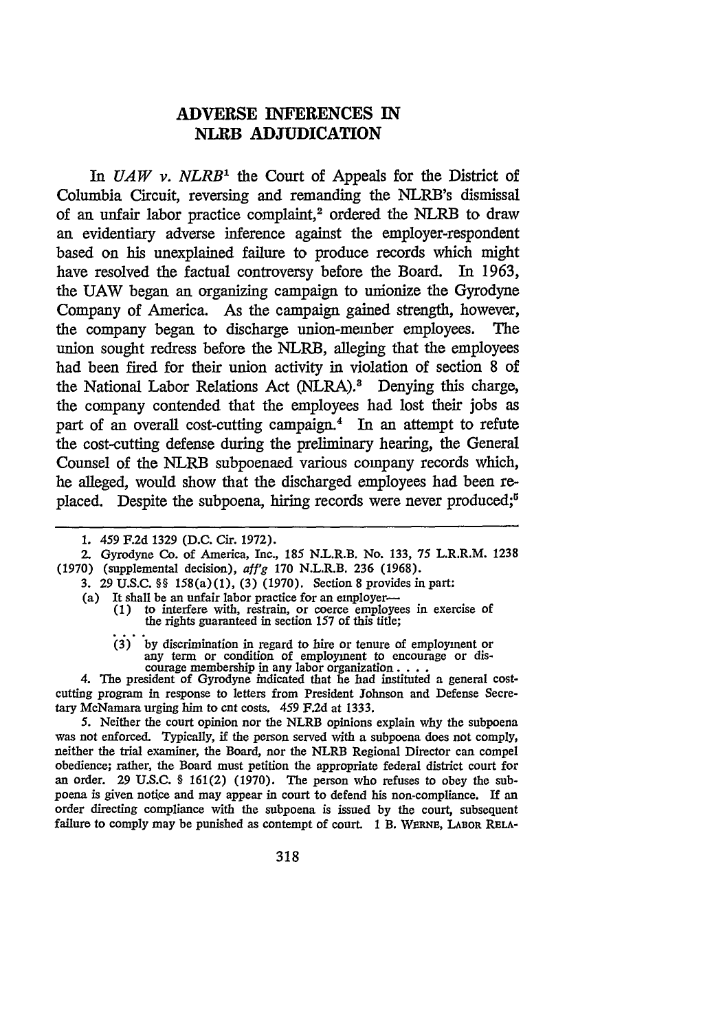# ADVERSE INFERENCES IN NLRB ADJUDICATION

In *UAW v. NLRB*[1] the Court of Appeals for the District of Columbia Circuit, reversing and remanding the NLRB's dismissal of an unfair labor practice complaint,[2] ordered the NLRB to draw an evidentiary adverse inference against the employer-respondent based on his unexplained failure to produce records which might have resolved the factual controversy before the Board. In 1963, the UAW began an organizing campaign to unionize the Gyrodyne Company of America. As the campaign gained strength, however, the company began to discharge union-member employees. The union sought redress before the NLRB, alleging that the employees had been fired for their union activity in violation of section 8 of the National Labor Relations Act (NLRA).[3] Denying this charge, the company contended that the employees had lost their jobs as part of an overall cost-cutting campaign.[4] In an attempt to refute the cost-cutting defense during the preliminary hearing, the General Counsel of the NLRB subpoenaed various company records which, he alleged, would show that the discharged employees had been replaced. Despite the subpoena, hiring records were never produced;[5]

---

1. 459 F.2d 1329 (D.C. Cir. 1972).

2. Gyrodyne Co. of America, Inc., 185 N.L.R.B. No. 133, 75 L.R.R.M. 1238 (1970) (supplemental decision), *aff'g* 170 N.L.R.B. 236 (1968).

3. 29 U.S.C. §§ 158(a)(1), (3) (1970). Section 8 provides in part:

   (a) It shall be an unfair labor practice for an employer—
   
   (1) to interfere with, restrain, or coerce employees in exercise of the rights guaranteed in section 157 of this title;
   
   . . . .
   
   (3) by discrimination in regard to hire or tenure of employment or any term or condition of employment to encourage or discourage membership in any labor organization . . . .

4. The president of Gyrodyne indicated that he had instituted a general cost-cutting program in response to letters from President Johnson and Defense Secretary McNamara urging him to cut costs. 459 F.2d at 1333.

5. Neither the court opinion nor the NLRB opinions explain why the subpoena was not enforced. Typically, if the person served with a subpoena does not comply, neither the trial examiner, the Board, nor the NLRB Regional Director can compel obedience; rather, the Board must petition the appropriate federal district court for an order. 29 U.S.C. § 161(2) (1970). The person who refuses to obey the subpoena is given notice and may appear in court to defend his non-compliance. If an order directing compliance with the subpoena is issued by the court, subsequent failure to comply may be punished as contempt of court. 1 B. WERNE, LABOR RELA-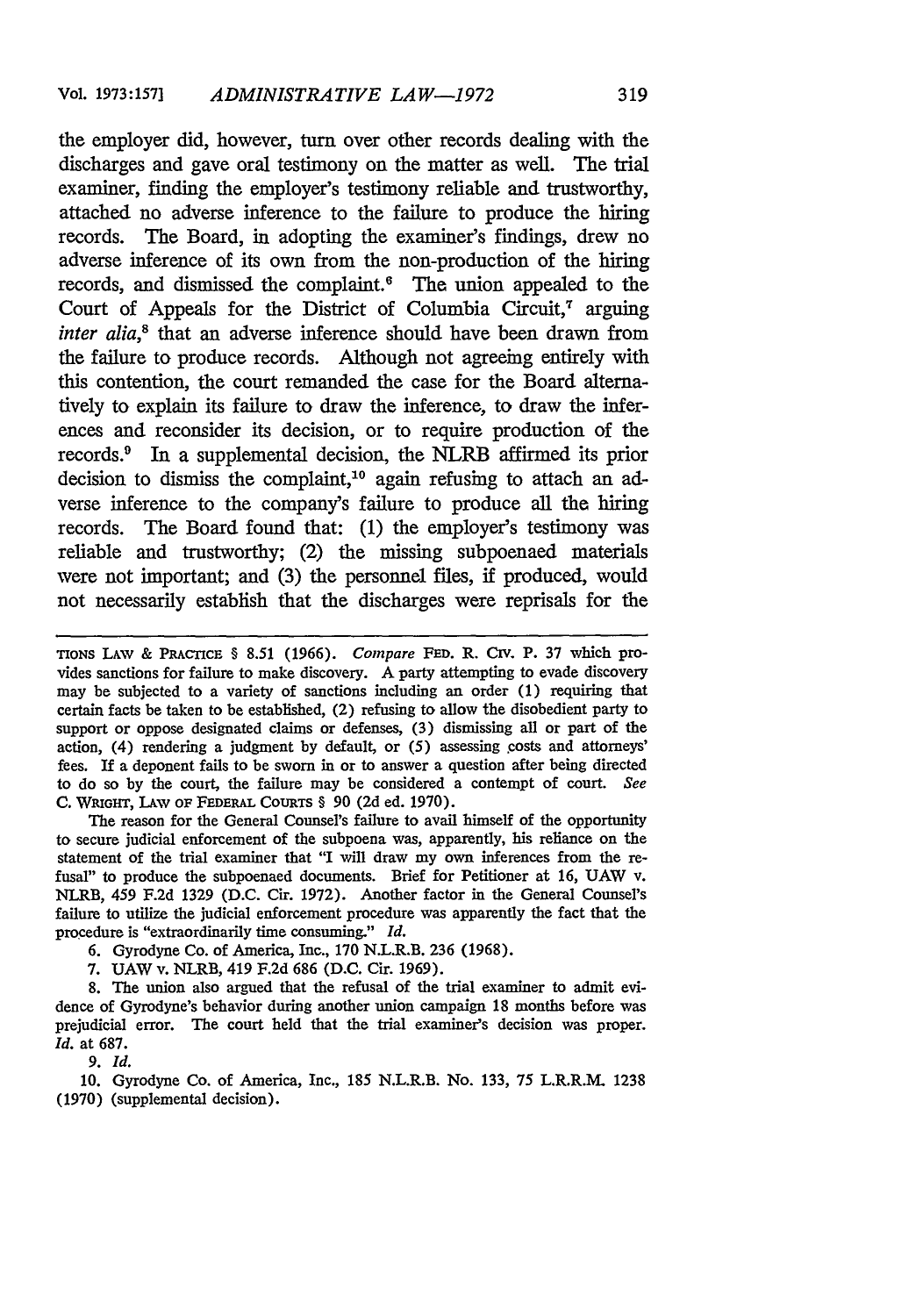the employer did, however, turn over other records dealing with the discharges and gave oral testimony on the matter as well. The trial examiner, finding the employer's testimony reliable and trustworthy, attached no adverse inference to the failure to produce the hiring records. The Board, in adopting the examiner's findings, drew no adverse inference of its own from the non-production of the hiring records, and dismissed the complaint.[6] The union appealed to the Court of Appeals for the District of Columbia Circuit,[7] arguing *inter alia*,[8] that an adverse inference should have been drawn from the failure to produce records. Although not agreeing entirely with this contention, the court remanded the case for the Board alternatively to explain its failure to draw the inference, to draw the inferences and reconsider its decision, or to require production of the records.[9] In a supplemental decision, the NLRB affirmed its prior decision to dismiss the complaint,[10] again refusing to attach an adverse inference to the company's failure to produce all the hiring records. The Board found that: (1) the employer's testimony was reliable and trustworthy; (2) the missing subpoenaed materials were not important; and (3) the personnel files, if produced, would not necessarily establish that the discharges were reprisals for the

---

TIONS LAW & PRACTICE § 8.51 (1966). *Compare* FED. R. CIV. P. 37 which provides sanctions for failure to make discovery. A party attempting to evade discovery may be subjected to a variety of sanctions including an order (1) requiring that certain facts be taken to be established, (2) refusing to allow the disobedient party to support or oppose designated claims or defenses, (3) dismissing all or part of the action, (4) rendering a judgment by default, or (5) assessing costs and attorneys' fees. If a deponent fails to be sworn in or to answer a question after being directed to do so by the court, the failure may be considered a contempt of court. *See* C. WRIGHT, LAW OF FEDERAL COURTS § 90 (2d ed. 1970).

The reason for the General Counsel's failure to avail himself of the opportunity to secure judicial enforcement of the subpoena was, apparently, his reliance on the statement of the trial examiner that "I will draw my own inferences from the refusal" to produce the subpoenaed documents. Brief for Petitioner at 16, UAW v. NLRB, 459 F.2d 1329 (D.C. Cir. 1972). Another factor in the General Counsel's failure to utilize the judicial enforcement procedure was apparently the fact that the procedure is "extraordinarily time consuming." *Id.*

6. Gyrodyne Co. of America, Inc., 170 N.L.R.B. 236 (1968).

7. UAW v. NLRB, 419 F.2d 686 (D.C. Cir. 1969).

8. The union also argued that the refusal of the trial examiner to admit evidence of Gyrodyne's behavior during another union campaign 18 months before was prejudicial error. The court held that the trial examiner's decision was proper. *Id.* at 687.

9. *Id.*

10. Gyrodyne Co. of America, Inc., 185 N.L.R.B. No. 133, 75 L.R.R.M. 1238 (1970) (supplemental decision).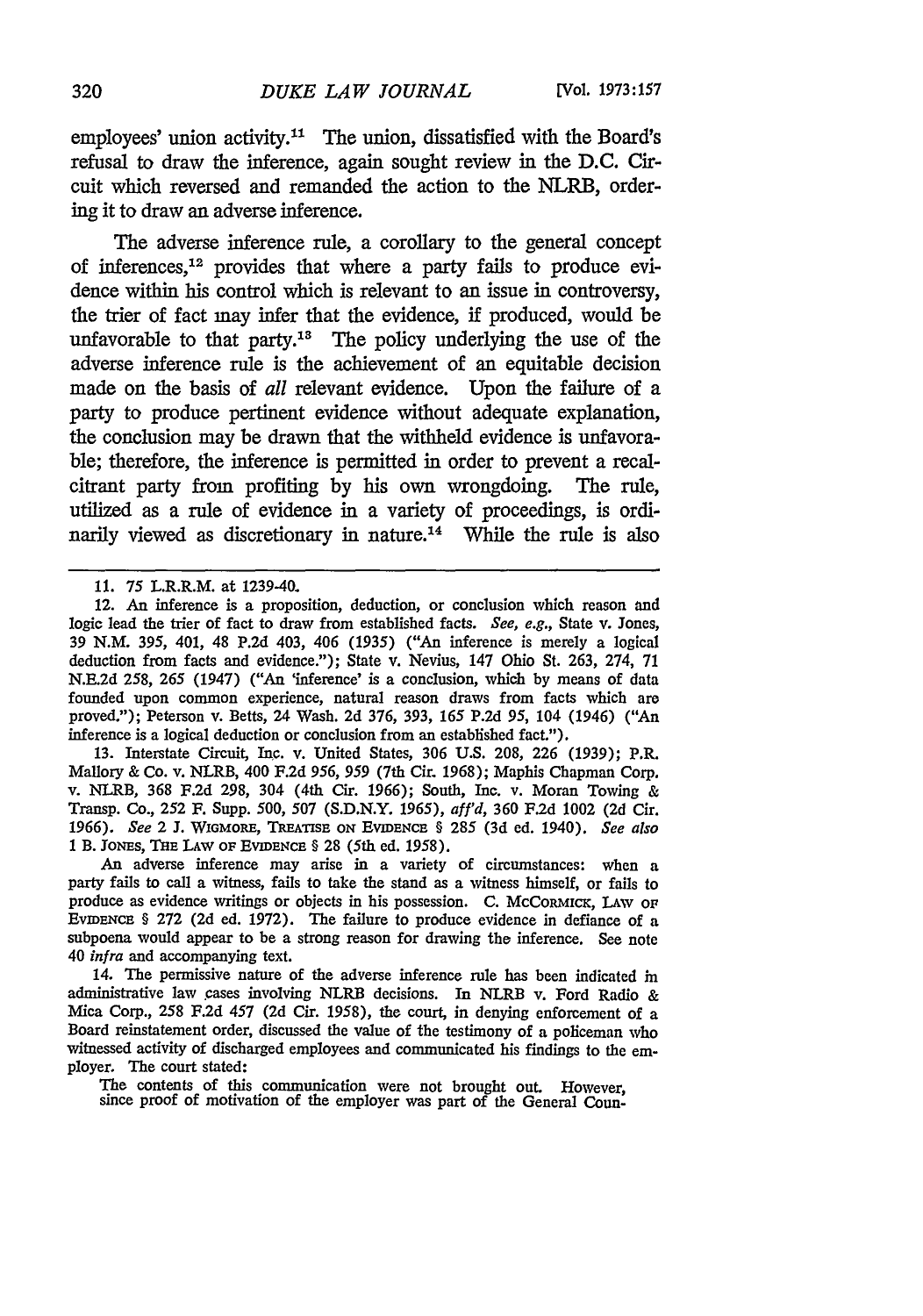employees' union activity.[11] The union, dissatisfied with the Board's refusal to draw the inference, again sought review in the D.C. Circuit which reversed and remanded the action to the NLRB, ordering it to draw an adverse inference.

The adverse inference rule, a corollary to the general concept of inferences,[12] provides that where a party fails to produce evidence within his control which is relevant to an issue in controversy, the trier of fact may infer that the evidence, if produced, would be unfavorable to that party.[13] The policy underlying the use of the adverse inference rule is the achievement of an equitable decision made on the basis of *all* relevant evidence. Upon the failure of a party to produce pertinent evidence without adequate explanation, the conclusion may be drawn that the withheld evidence is unfavorable; therefore, the inference is permitted in order to prevent a recalcitrant party from profiting by his own wrongdoing. The rule, utilized as a rule of evidence in a variety of proceedings, is ordinarily viewed as discretionary in nature.[14] While the rule is also

---

11. 75 L.R.R.M. at 1239-40.

12. An inference is a proposition, deduction, or conclusion which reason and logic lead the trier of fact to draw from established facts. *See, e.g.*, State v. Jones, 39 N.M. 395, 401, 48 P.2d 403, 406 (1935) ("An inference is merely a logical deduction from facts and evidence."); State v. Nevius, 147 Ohio St. 263, 274, 71 N.E.2d 258, 265 (1947) ("An 'inference' is a conclusion, which by means of data founded upon common experience, natural reason draws from facts which are proved."); Peterson v. Betts, 24 Wash. 2d 376, 393, 165 P.2d 95, 104 (1946) ("An inference is a logical deduction or conclusion from an established fact.").

13. Interstate Circuit, Inc. v. United States, 306 U.S. 208, 226 (1939); P.R. Mallory & Co. v. NLRB, 400 F.2d 956, 959 (7th Cir. 1968); Maphis Chapman Corp. v. NLRB, 368 F.2d 298, 304 (4th Cir. 1966); South, Inc. v. Moran Towing & Transp. Co., 252 F. Supp. 500, 507 (S.D.N.Y. 1965), *aff'd*, 360 F.2d 1002 (2d Cir. 1966). *See* 2 J. WIGMORE, TREATISE ON EVIDENCE § 285 (3d ed. 1940). *See also* 1 B. JONES, THE LAW OF EVIDENCE § 28 (5th ed. 1958).

An adverse inference may arise in a variety of circumstances: when a party fails to call a witness, fails to take the stand as a witness himself, or fails to produce as evidence writings or objects in his possession. C. MCCORMICK, LAW OF EVIDENCE § 272 (2d ed. 1972). The failure to produce evidence in defiance of a subpoena would appear to be a strong reason for drawing the inference. See note 40 *infra* and accompanying text.

14. The permissive nature of the adverse inference rule has been indicated in administrative law cases involving NLRB decisions. In NLRB v. Ford Radio & Mica Corp., 258 F.2d 457 (2d Cir. 1958), the court, in denying enforcement of a Board reinstatement order, discussed the value of the testimony of a policeman who witnessed activity of discharged employees and communicated his findings to the employer. The court stated:

> The contents of this communication were not brought out. However, since proof of motivation of the employer was part of the General Coun-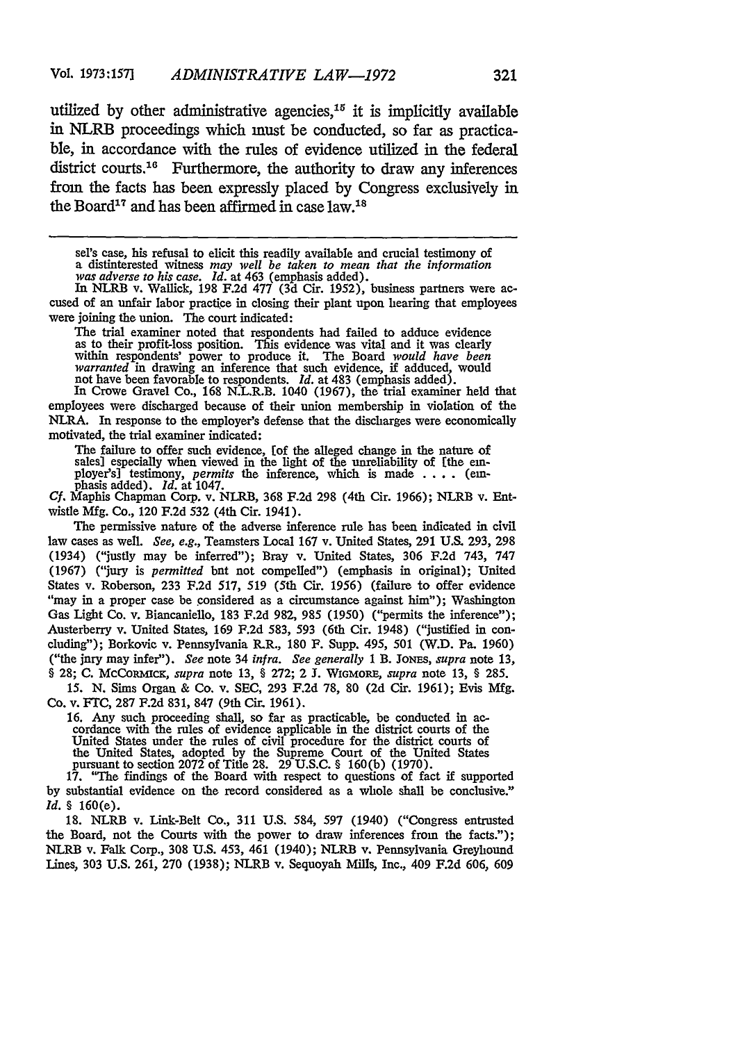utilized by other administrative agencies,[15] it is implicitly available in NLRB proceedings which must be conducted, so far as practicable, in accordance with the rules of evidence utilized in the federal district courts.[16] Furthermore, the authority to draw any inferences from the facts has been expressly placed by Congress exclusively in the Board[17] and has been affirmed in case law.[18]

---

sel's case, his refusal to elicit this readily available and crucial testimony of a distinterested witness *may well be taken to mean that the information was adverse to his case*. *Id.* at 463 (emphasis added).

In NLRB v. Wallick, 198 F.2d 477 (3d Cir. 1952), business partners were accused of an unfair labor practice in closing their plant upon hearing that employees were joining the union. The court indicated:

> The trial examiner noted that respondents had failed to adduce evidence as to their profit-loss position. This evidence was vital and it was clearly within respondents' power to produce it. The Board *would have been warranted* in drawing an inference that such evidence, if adduced, would not have been favorable to respondents. *Id.* at 483 (emphasis added).

In Crowe Gravel Co., 168 N.L.R.B. 1040 (1967), the trial examiner held that employees were discharged because of their union membership in violation of the NLRA. In response to the employer's defense that the discharges were economically motivated, the trial examiner indicated:

> The failure to offer such evidence, [of the alleged change in the nature of sales] especially when viewed in the light of the unreliability of [the employer's] testimony, *permits* the inference, which is made . . . . (emphasis added). *Id.* at 1047.

*Cf.* Maphis Chapman Corp. v. NLRB, 368 F.2d 298 (4th Cir. 1966); NLRB v. Entwistle Mfg. Co., 120 F.2d 532 (4th Cir. 1941).

The permissive nature of the adverse inference rule has been indicated in civil law cases as well. *See, e.g.*, Teamsters Local 167 v. United States, 291 U.S. 293, 298 (1934) ("justly may be inferred"); Bray v. United States, 306 F.2d 743, 747 (1967) ("jury is *permitted* but not compelled") (emphasis in original); United States v. Roberson, 233 F.2d 517, 519 (5th Cir. 1956) (failure to offer evidence "may in a proper case be considered as a circumstance against him"); Washington Gas Light Co. v. Biancaniello, 183 F.2d 982, 985 (1950) ("permits the inference"); Austerberry v. United States, 169 F.2d 583, 593 (6th Cir. 1948) ("justified in concluding"); Borkovic v. Pennsylvania R.R., 180 F. Supp. 495, 501 (W.D. Pa. 1960) ("the jury may infer"). *See* note 34 *infra*. *See generally* 1 B. JONES, *supra* note 13, § 28; C. MCCORMICK, *supra* note 13, § 272; 2 J. WIGMORE, *supra* note 13, § 285.

15. N. Sims Organ & Co. v. SEC, 293 F.2d 78, 80 (2d Cir. 1961); Evis Mfg. Co. v. FTC, 287 F.2d 831, 847 (9th Cir. 1961).

16. Any such proceeding shall, so far as practicable, be conducted in accordance with the rules of evidence applicable in the district courts of the United States under the rules of civil procedure for the district courts of the United States, adopted by the Supreme Court of the United States pursuant to section 2072 of Title 28. 29 U.S.C. § 160(b) (1970).

17. "The findings of the Board with respect to questions of fact if supported by substantial evidence on the record considered as a whole shall be conclusive." *Id.* § 160(e).

18. NLRB v. Link-Belt Co., 311 U.S. 584, 597 (1940) ("Congress entrusted the Board, not the Courts with the power to draw inferences from the facts."); NLRB v. Falk Corp., 308 U.S. 453, 461 (1940); NLRB v. Pennsylvania Greyhound Lines, 303 U.S. 261, 270 (1938); NLRB v. Sequoyah Mills, Inc., 409 F.2d 606, 609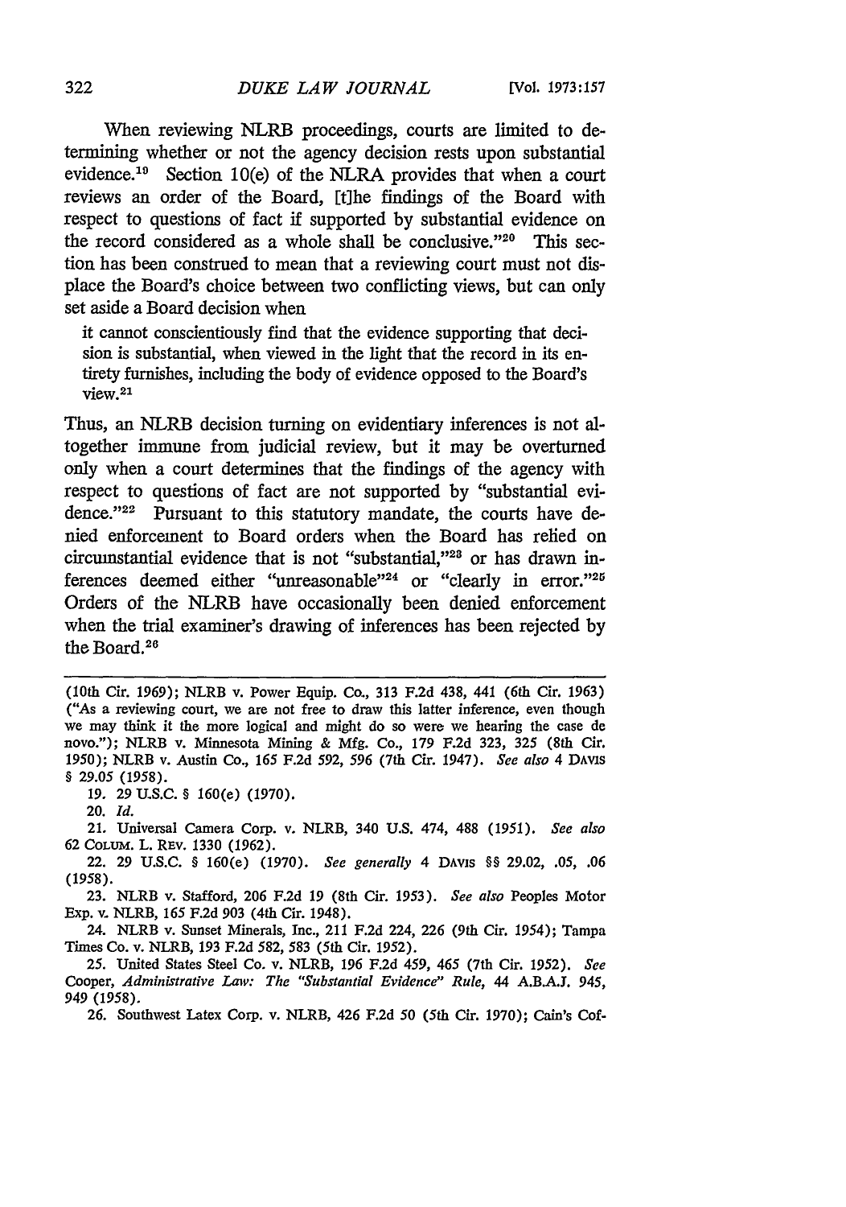When reviewing NLRB proceedings, courts are limited to determining whether or not the agency decision rests upon substantial evidence.[19] Section 10(e) of the NLRA provides that when a court reviews an order of the Board, [t]he findings of the Board with respect to questions of fact if supported by substantial evidence on the record considered as a whole shall be conclusive."[20] This section has been construed to mean that a reviewing court must not displace the Board's choice between two conflicting views, but can only set aside a Board decision when

> it cannot conscientiously find that the evidence supporting that decision is substantial, when viewed in the light that the record in its entirety furnishes, including the body of evidence opposed to the Board's view.[21]

Thus, an NLRB decision turning on evidentiary inferences is not altogether immune from judicial review, but it may be overturned only when a court determines that the findings of the agency with respect to questions of fact are not supported by "substantial evidence."[22] Pursuant to this statutory mandate, the courts have denied enforcement to Board orders when the Board has relied on circumstantial evidence that is not "substantial,"[23] or has drawn inferences deemed either "unreasonable"[24] or "clearly in error."[25] Orders of the NLRB have occasionally been denied enforcement when the trial examiner's drawing of inferences has been rejected by the Board.[26]

---

(10th Cir. 1969); NLRB v. Power Equip. Co., 313 F.2d 438, 441 (6th Cir. 1963) ("As a reviewing court, we are not free to draw this latter inference, even though we may think it the more logical and might do so were we hearing the case de novo."); NLRB v. Minnesota Mining & Mfg. Co., 179 F.2d 323, 325 (8th Cir. 1950); NLRB v. Austin Co., 165 F.2d 592, 596 (7th Cir. 1947). *See also* 4 DAVIS § 29.05 (1958).

19. 29 U.S.C. § 160(e) (1970).

20. *Id.*

21. Universal Camera Corp. v. NLRB, 340 U.S. 474, 488 (1951). *See also* 62 COLUM. L. REV. 1330 (1962).

22. 29 U.S.C. § 160(e) (1970). *See generally* 4 DAVIS §§ 29.02, .05, .06 (1958).

23. NLRB v. Stafford, 206 F.2d 19 (8th Cir. 1953). *See also* Peoples Motor Exp. v. NLRB, 165 F.2d 903 (4th Cir. 1948).

24. NLRB v. Sunset Minerals, Inc., 211 F.2d 224, 226 (9th Cir. 1954); Tampa Times Co. v. NLRB, 193 F.2d 582, 583 (5th Cir. 1952).

25. United States Steel Co. v. NLRB, 196 F.2d 459, 465 (7th Cir. 1952). *See* Cooper, *Administrative Law: The "Substantial Evidence" Rule*, 44 A.B.A.J. 945, 949 (1958).

26. Southwest Latex Corp. v. NLRB, 426 F.2d 50 (5th Cir. 1970); Cain's Cof-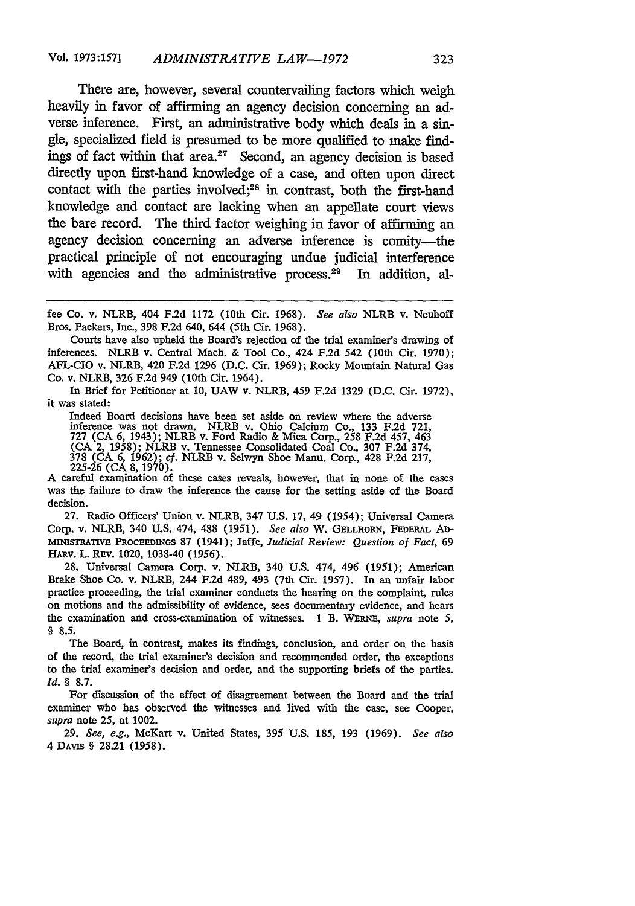There are, however, several countervailing factors which weigh heavily in favor of affirming an agency decision concerning an adverse inference. First, an administrative body which deals in a single, specialized field is presumed to be more qualified to make findings of fact within that area.[27] Second, an agency decision is based directly upon first-hand knowledge of a case, and often upon direct contact with the parties involved;[28] in contrast, both the first-hand knowledge and contact are lacking when an appellate court views the bare record. The third factor weighing in favor of affirming an agency decision concerning an adverse inference is comity—the practical principle of not encouraging undue judicial interference with agencies and the administrative process.[29] In addition, al-

---

fee Co. v. NLRB, 404 F.2d 1172 (10th Cir. 1968). *See also* NLRB v. Neuhoff Bros. Packers, Inc., 398 F.2d 640, 644 (5th Cir. 1968).

Courts have also upheld the Board's rejection of the trial examiner's drawing of inferences. NLRB v. Central Mach. & Tool Co., 424 F.2d 542 (10th Cir. 1970); AFL-CIO v. NLRB, 420 F.2d 1296 (D.C. Cir. 1969); Rocky Mountain Natural Gas Co. v. NLRB, 326 F.2d 949 (10th Cir. 1964).

In Brief for Petitioner at 10, UAW v. NLRB, 459 F.2d 1329 (D.C. Cir. 1972), it was stated:

> Indeed Board decisions have been set aside on review where the adverse inference was not drawn. NLRB v. Ohio Calcium Co., 133 F.2d 721, 727 (CA 6, 1943); NLRB v. Ford Radio & Mica Corp., 258 F.2d 457, 463 (CA 2, 1958); NLRB v. Tennessee Consolidated Coal Co., 307 F.2d 374, 378 (CA 6, 1962); *cf.* NLRB v. Selwyn Shoe Manu. Corp., 428 F.2d 217, 225-26 (CA 8, 1970).

A careful examination of these cases reveals, however, that in none of the cases was the failure to draw the inference the cause for the setting aside of the Board decision.

27. Radio Officers' Union v. NLRB, 347 U.S. 17, 49 (1954); Universal Camera Corp. v. NLRB, 340 U.S. 474, 488 (1951). *See also* W. GELLHORN, FEDERAL ADMINISTRATIVE PROCEEDINGS 87 (1941); Jaffe, *Judicial Review: Question of Fact*, 69 HARV. L. REV. 1020, 1038-40 (1956).

28. Universal Camera Corp. v. NLRB, 340 U.S. 474, 496 (1951); American Brake Shoe Co. v. NLRB, 244 F.2d 489, 493 (7th Cir. 1957). In an unfair labor practice proceeding, the trial examiner conducts the hearing on the complaint, rules on motions and the admissibility of evidence, sees documentary evidence, and hears the examination and cross-examination of witnesses. 1 B. WERNE, *supra* note 5, § 8.5.

The Board, in contrast, makes its findings, conclusion, and order on the basis of the record, the trial examiner's decision and recommended order, the exceptions to the trial examiner's decision and order, and the supporting briefs of the parties. *Id.* § 8.7.

For discussion of the effect of disagreement between the Board and the trial examiner who has observed the witnesses and lived with the case, see Cooper, *supra* note 25, at 1002.

29. *See, e.g.*, McKart v. United States, 395 U.S. 185, 193 (1969). *See also* 4 DAVIS § 28.21 (1958).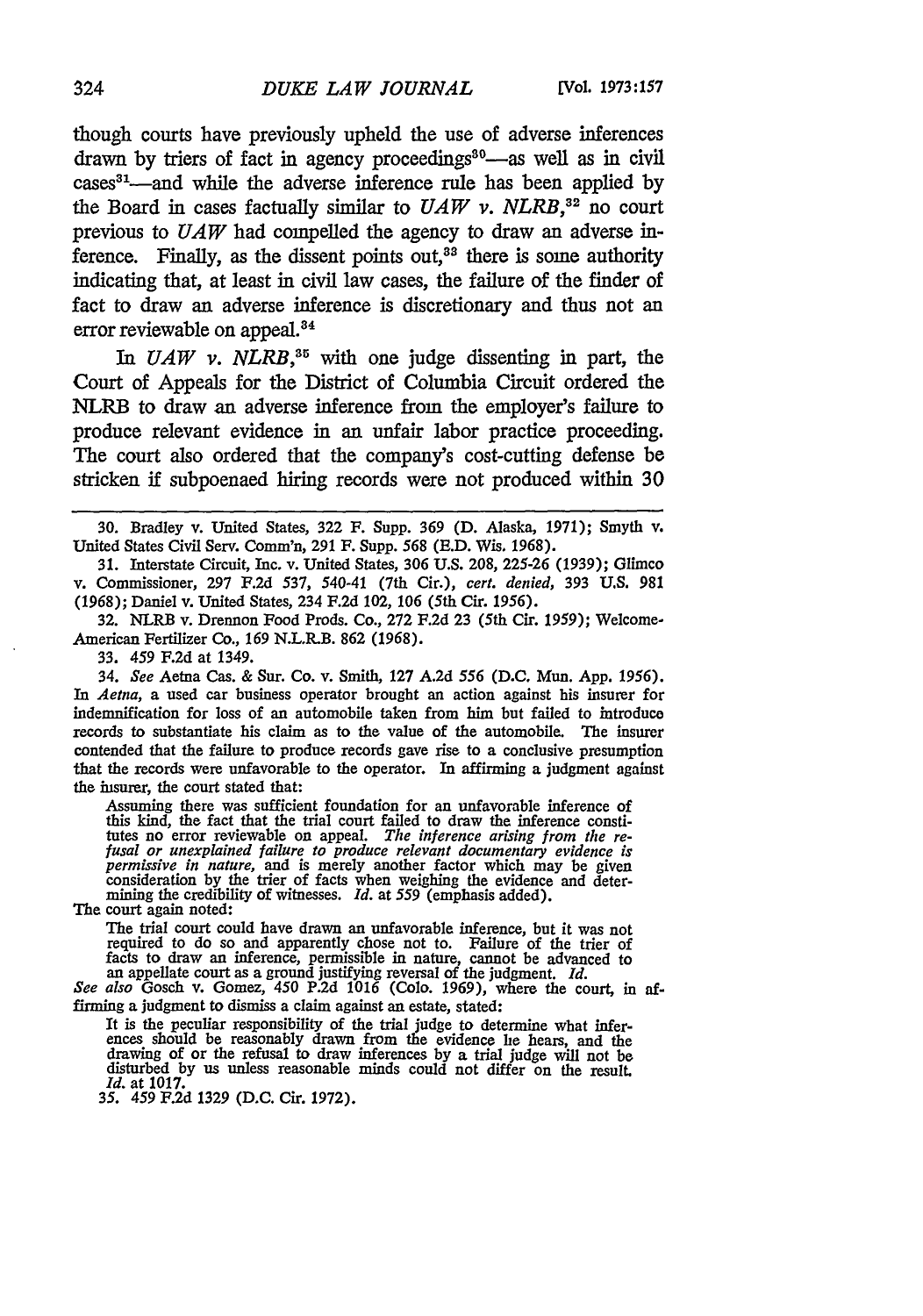though courts have previously upheld the use of adverse inferences drawn by triers of fact in agency proceedings[30]—as well as in civil cases[31]—and while the adverse inference rule has been applied by the Board in cases factually similar to *UAW v. NLRB*,[32] no court previous to *UAW* had compelled the agency to draw an adverse inference. Finally, as the dissent points out,[33] there is some authority indicating that, at least in civil law cases, the failure of the finder of fact to draw an adverse inference is discretionary and thus not an error reviewable on appeal.[34]

In *UAW v. NLRB*,[35] with one judge dissenting in part, the Court of Appeals for the District of Columbia Circuit ordered the NLRB to draw an adverse inference from the employer's failure to produce relevant evidence in an unfair labor practice proceeding. The court also ordered that the company's cost-cutting defense be stricken if subpoenaed hiring records were not produced within 30

---

30. Bradley v. United States, 322 F. Supp. 369 (D. Alaska, 1971); Smyth v. United States Civil Serv. Comm'n, 291 F. Supp. 568 (E.D. Wis. 1968).

31. Interstate Circuit, Inc. v. United States, 306 U.S. 208, 225-26 (1939); Glimco v. Commissioner, 297 F.2d 537, 540-41 (7th Cir.), *cert. denied*, 393 U.S. 981 (1968); Daniel v. United States, 234 F.2d 102, 106 (5th Cir. 1956).

32. NLRB v. Drennon Food Prods. Co., 272 F.2d 23 (5th Cir. 1959); Welcome-American Fertilizer Co., 169 N.L.R.B. 862 (1968).

33. 459 F.2d at 1349.

34. *See* Aetna Cas. & Sur. Co. v. Smith, 127 A.2d 556 (D.C. Mun. App. 1956). In *Aetna*, a used car business operator brought an action against his insurer for indemnification for loss of an automobile taken from him but failed to introduce records to substantiate his claim as to the value of the automobile. The insurer contended that the failure to produce records gave rise to a conclusive presumption that the records were unfavorable to the operator. In affirming a judgment against the insurer, the court stated that:

> Assuming there was sufficient foundation for an unfavorable inference of this kind, the fact that the trial court failed to draw the inference constitutes no error reviewable on appeal. *The inference arising from the refusal or unexplained failure to produce relevant documentary evidence is permissive in nature*, and is merely another factor which may be given consideration by the trier of facts when weighing the evidence and determining the credibility of witnesses. *Id.* at 559 (emphasis added).

The court again noted:

> The trial court could have drawn an unfavorable inference, but it was not required to do so and apparently chose not to. Failure of the trier of facts to draw an inference, permissible in nature, cannot be advanced to an appellate court as a ground justifying reversal of the judgment. *Id.*

*See also* Gosch v. Gomez, 450 P.2d 1016 (Colo. 1969), where the court, in affirming a judgment to dismiss a claim against an estate, stated:

> It is the peculiar responsibility of the trial judge to determine what inferences should be reasonably drawn from the evidence he hears, and the drawing of or the refusal to draw inferences by a trial judge will not be disturbed by us unless reasonable minds could not differ on the result. *Id.* at 1017.

35. 459 F.2d 1329 (D.C. Cir. 1972).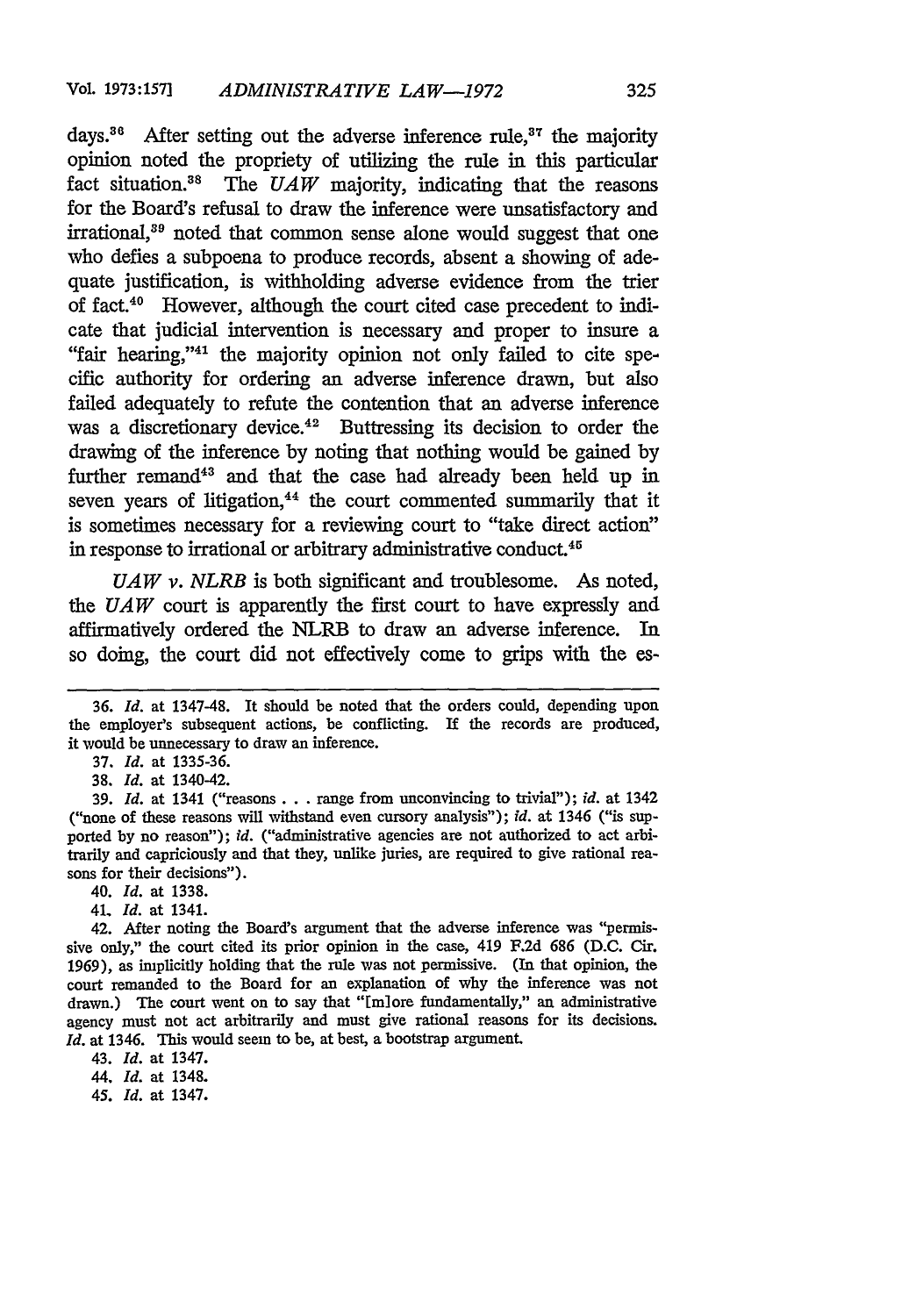days.[36] After setting out the adverse inference rule,[37] the majority opinion noted the propriety of utilizing the rule in this particular fact situation.[38] The *UAW* majority, indicating that the reasons for the Board's refusal to draw the inference were unsatisfactory and irrational,[39] noted that common sense alone would suggest that one who defies a subpoena to produce records, absent a showing of adequate justification, is withholding adverse evidence from the trier of fact.[40] However, although the court cited case precedent to indicate that judicial intervention is necessary and proper to insure a "fair hearing,"[41] the majority opinion not only failed to cite specific authority for ordering an adverse inference drawn, but also failed adequately to refute the contention that an adverse inference was a discretionary device.[42] Buttressing its decision to order the drawing of the inference by noting that nothing would be gained by further remand[43] and that the case had already been held up in seven years of litigation,[44] the court commented summarily that it is sometimes necessary for a reviewing court to "take direct action" in response to irrational or arbitrary administrative conduct.[45]

*UAW v. NLRB* is both significant and troublesome. As noted, the *UAW* court is apparently the first court to have expressly and affirmatively ordered the NLRB to draw an adverse inference. In so doing, the court did not effectively come to grips with the es-

---

36. *Id.* at 1347-48. It should be noted that the orders could, depending upon the employer's subsequent actions, be conflicting. If the records are produced, it would be unnecessary to draw an inference.

37. *Id.* at 1335-36.

38. *Id.* at 1340-42.

39. *Id.* at 1341 ("reasons . . . range from unconvincing to trivial"); *id.* at 1342 ("none of these reasons will withstand even cursory analysis"); *id.* at 1346 ("is supported by no reason"); *id.* ("administrative agencies are not authorized to act arbitrarily and capriciously and that they, unlike juries, are required to give rational reasons for their decisions").

40. *Id.* at 1338.

41. *Id.* at 1341.

42. After noting the Board's argument that the adverse inference was "permissive only," the court cited its prior opinion in the case, 419 F.2d 686 (D.C. Cir. 1969), as implicitly holding that the rule was not permissive. (In that opinion, the court remanded to the Board for an explanation of why the inference was not drawn.) The court went on to say that "[m]ore fundamentally," an administrative agency must not act arbitrarily and must give rational reasons for its decisions. *Id.* at 1346. This would seem to be, at best, a bootstrap argument.

43. *Id.* at 1347.

44. *Id.* at 1348.

45. *Id.* at 1347.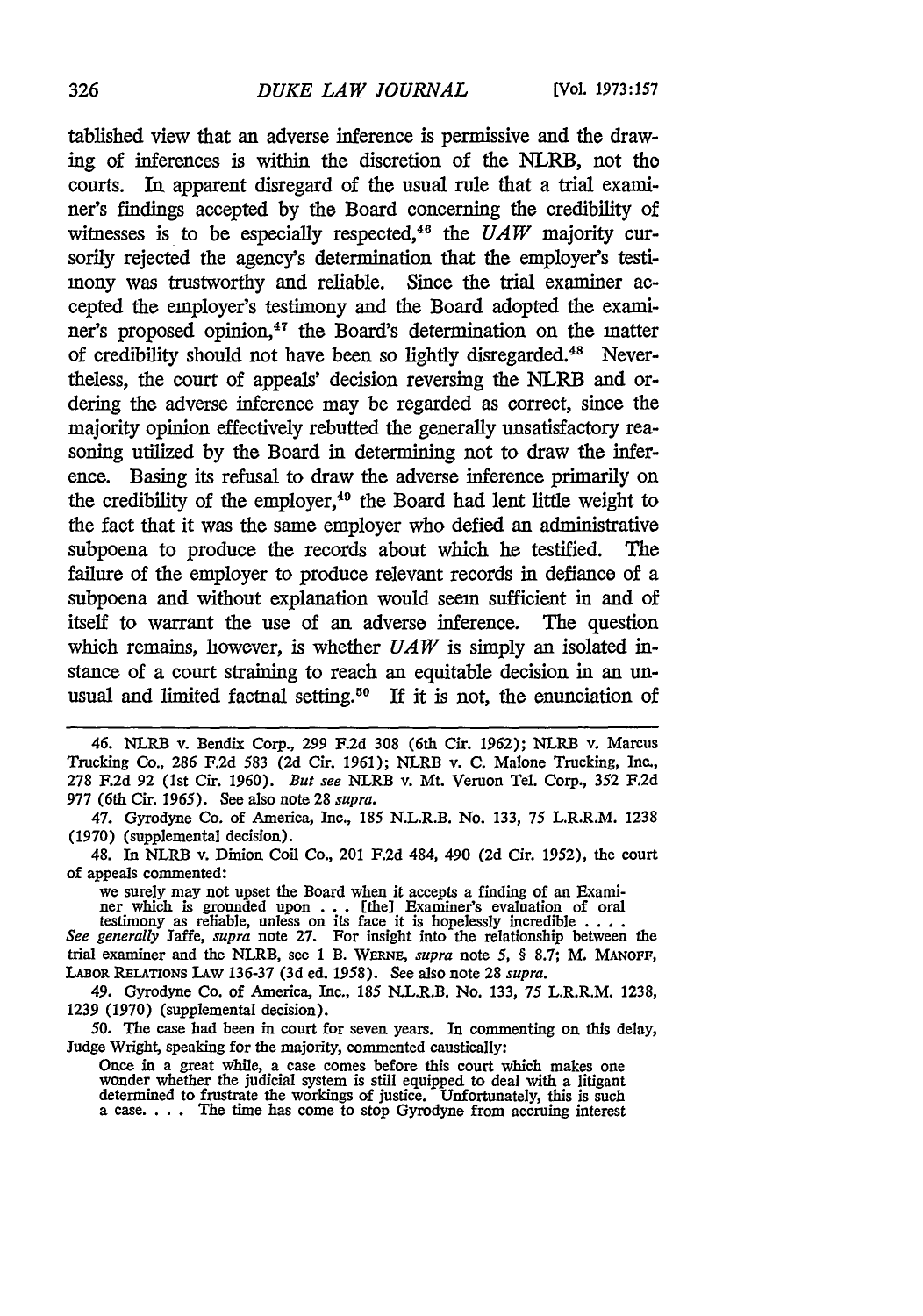tablished view that an adverse inference is permissive and the drawing of inferences is within the discretion of the NLRB, not the courts. In apparent disregard of the usual rule that a trial examiner's findings accepted by the Board concerning the credibility of witnesses is to be especially respected,[46] the *UAW* majority cursorily rejected the agency's determination that the employer's testimony was trustworthy and reliable. Since the trial examiner accepted the employer's testimony and the Board adopted the examiner's proposed opinion,[47] the Board's determination on the matter of credibility should not have been so lightly disregarded.[48] Nevertheless, the court of appeals' decision reversing the NLRB and ordering the adverse inference may be regarded as correct, since the majority opinion effectively rebutted the generally unsatisfactory reasoning utilized by the Board in determining not to draw the inference. Basing its refusal to draw the adverse inference primarily on the credibility of the employer,[49] the Board had lent little weight to the fact that it was the same employer who defied an administrative subpoena to produce the records about which he testified. The failure of the employer to produce relevant records in defiance of a subpoena and without explanation would seem sufficient in and of itself to warrant the use of an adverse inference. The question which remains, however, is whether *UAW* is simply an isolated instance of a court straining to reach an equitable decision in an unusual and limited factual setting.[50] If it is not, the enunciation of

---

46. NLRB v. Bendix Corp., 299 F.2d 308 (6th Cir. 1962); NLRB v. Marcus Trucking Co., 286 F.2d 583 (2d Cir. 1961); NLRB v. C. Malone Trucking, Inc., 278 F.2d 92 (1st Cir. 1960). *But see* NLRB v. Mt. Vernon Tel. Corp., 352 F.2d 977 (6th Cir. 1965). See also note 28 *supra*.

47. Gyrodyne Co. of America, Inc., 185 N.L.R.B. No. 133, 75 L.R.R.M. 1238 (1970) (supplemental decision).

48. In NLRB v. Dinion Coil Co., 201 F.2d 484, 490 (2d Cir. 1952), the court of appeals commented:

> we surely may not upset the Board when it accepts a finding of an Examiner which is grounded upon . . . [the] Examiner's evaluation of oral testimony as reliable, unless on its face it is hopelessly incredible . . . .

*See generally* Jaffe, *supra* note 27. For insight into the relationship between the trial examiner and the NLRB, see 1 B. WERNE, *supra* note 5, § 8.7; M. MANOFF, LABOR RELATIONS LAW 136-37 (3d ed. 1958). See also note 28 *supra*.

49. Gyrodyne Co. of America, Inc., 185 N.L.R.B. No. 133, 75 L.R.R.M. 1238, 1239 (1970) (supplemental decision).

50. The case had been in court for seven years. In commenting on this delay, Judge Wright, speaking for the majority, commented caustically:

> Once in a great while, a case comes before this court which makes one wonder whether the judicial system is still equipped to deal with a litigant determined to frustrate the workings of justice. Unfortunately, this is such a case. . . . The time has come to stop Gyrodyne from accruing interest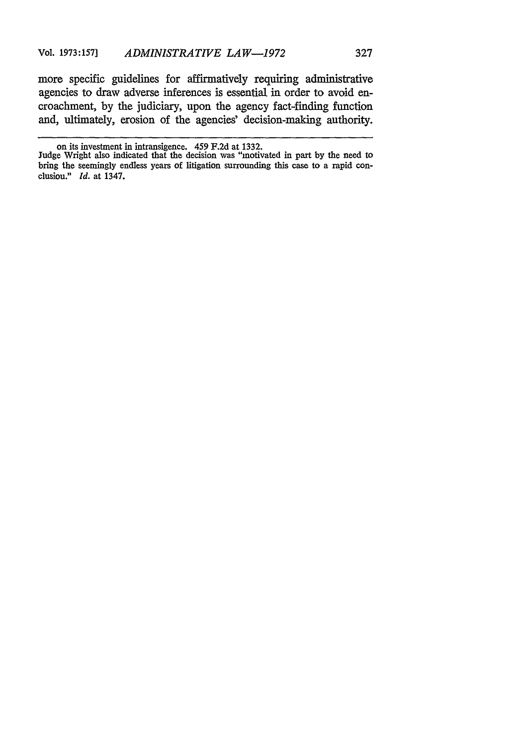more specific guidelines for affirmatively requiring administrative agencies to draw adverse inferences is essential in order to avoid encroachment, by the judiciary, upon the agency fact-finding function and, ultimately, erosion of the agencies' decision-making authority.

---

on its investment in intransigence. 459 F.2d at 1332.
Judge Wright also indicated that the decision was "motivated in part by the need to bring the seemingly endless years of litigation surrounding this case to a rapid conclusiou." *Id.* at 1347.